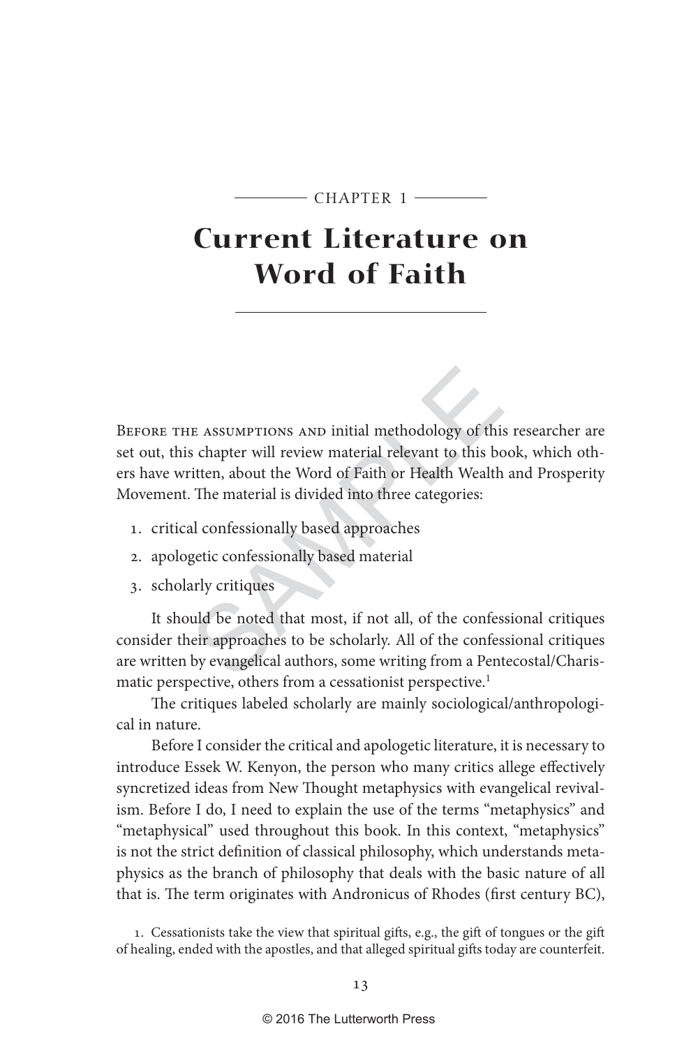CHAPTER 1

# Current Literature on Word of Faith

Before the assumptions and initial methodology of this researcher are set out, this chapter will review material relevant to this book, which others have written, about the Word of Faith or Health Wealth and Prosperity Movement. The material is divided into three categories:

1. critical confessionally based approaches
2. apologetic confessionally based material
3. scholarly critiques

It should be noted that most, if not all, of the confessional critiques consider their approaches to be scholarly. All of the confessional critiques are written by evangelical authors, some writing from a Pentecostal/Charismatic perspective, others from a cessationist perspective.[1]

The critiques labeled scholarly are mainly sociological/anthropological in nature.

Before I consider the critical and apologetic literature, it is necessary to introduce Essek W. Kenyon, the person who many critics allege effectively syncretized ideas from New Thought metaphysics with evangelical revivalism. Before I do, I need to explain the use of the terms "metaphysics" and "metaphysical" used throughout this book. In this context, "metaphysics" is not the strict definition of classical philosophy, which understands metaphysics as the branch of philosophy that deals with the basic nature of all that is. The term originates with Andronicus of Rhodes (first century BC),

1. Cessationists take the view that spiritual gifts, e.g., the gift of tongues or the gift of healing, ended with the apostles, and that alleged spiritual gifts today are counterfeit.

© 2016 The Lutterworth Press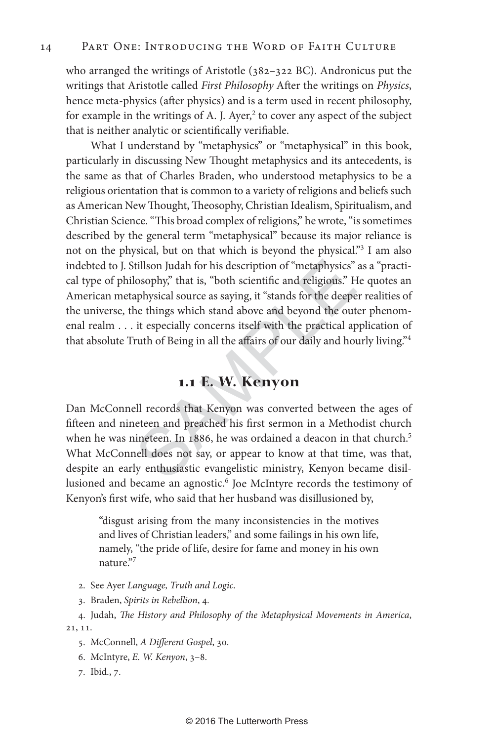who arranged the writings of Aristotle (382–322 BC). Andronicus put the writings that Aristotle called *First Philosophy* After the writings on *Physics*, hence meta-physics (after physics) and is a term used in recent philosophy, for example in the writings of A. J. Ayer,[2] to cover any aspect of the subject that is neither analytic or scientifically verifiable.

What I understand by "metaphysics" or "metaphysical" in this book, particularly in discussing New Thought metaphysics and its antecedents, is the same as that of Charles Braden, who understood metaphysics to be a religious orientation that is common to a variety of religions and beliefs such as American New Thought, Theosophy, Christian Idealism, Spiritualism, and Christian Science. "This broad complex of religions," he wrote, "is sometimes described by the general term "metaphysical" because its major reliance is not on the physical, but on that which is beyond the physical."[3] I am also indebted to J. Stillson Judah for his description of "metaphysics" as a "practical type of philosophy," that is, "both scientific and religious." He quotes an American metaphysical source as saying, it "stands for the deeper realities of the universe, the things which stand above and beyond the outer phenomenal realm . . . it especially concerns itself with the practical application of that absolute Truth of Being in all the affairs of our daily and hourly living."[4]

## 1.1 E. W. Kenyon

Dan McConnell records that Kenyon was converted between the ages of fifteen and nineteen and preached his first sermon in a Methodist church when he was nineteen. In 1886, he was ordained a deacon in that church.[5] What McConnell does not say, or appear to know at that time, was that, despite an early enthusiastic evangelistic ministry, Kenyon became disillusioned and became an agnostic.[6] Joe McIntyre records the testimony of Kenyon's first wife, who said that her husband was disillusioned by,

> "disgust arising from the many inconsistencies in the motives and lives of Christian leaders," and some failings in his own life, namely, "the pride of life, desire for fame and money in his own nature."[7]

2. See Ayer *Language, Truth and Logic*.

3. Braden, *Spirits in Rebellion*, 4.

4. Judah, *The History and Philosophy of the Metaphysical Movements in America*, 21, 11.

5. McConnell, *A Different Gospel*, 30.

6. McIntyre, *E. W. Kenyon*, 3–8.

7. Ibid., 7.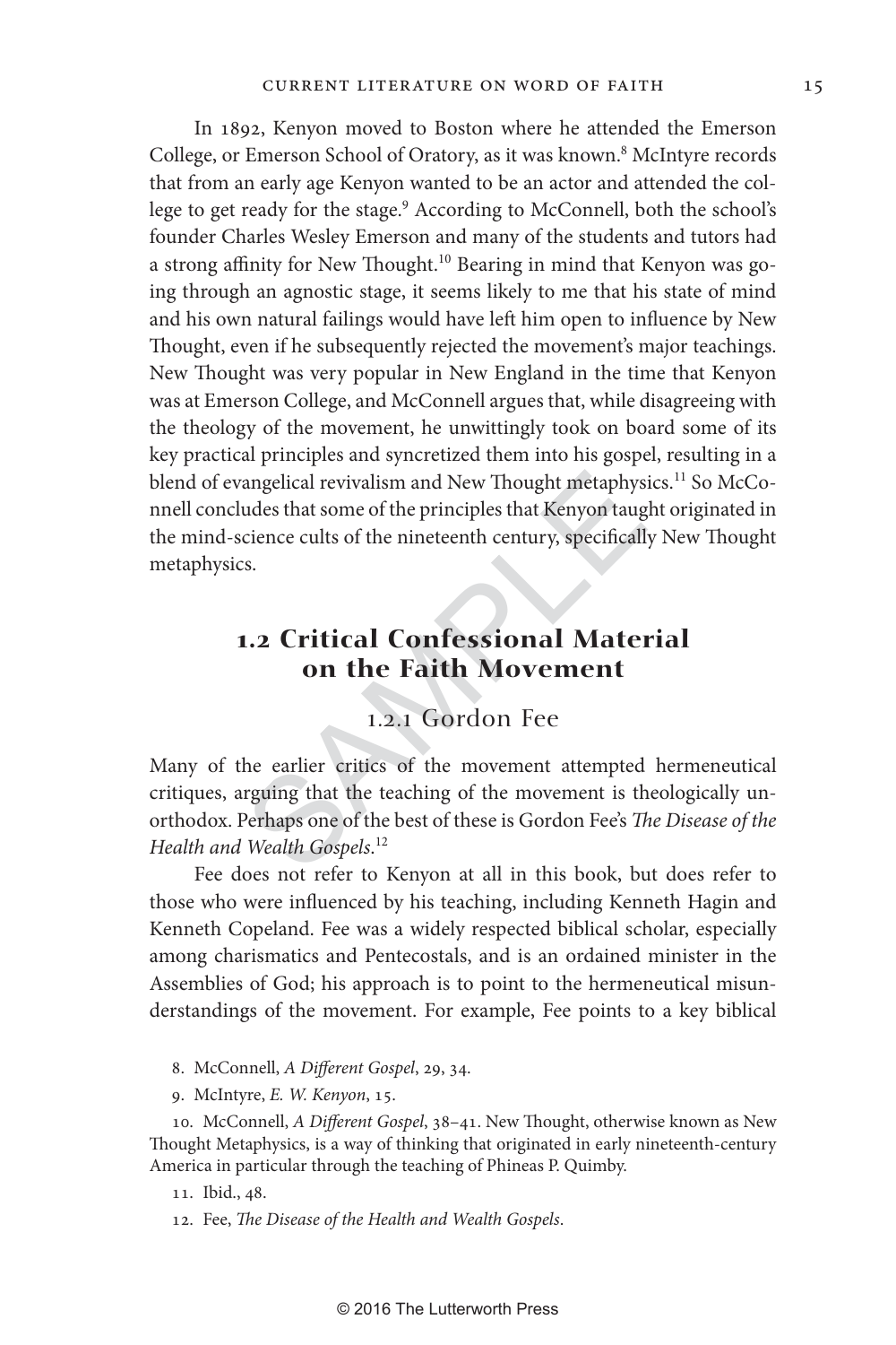In 1892, Kenyon moved to Boston where he attended the Emerson College, or Emerson School of Oratory, as it was known.[8] McIntyre records that from an early age Kenyon wanted to be an actor and attended the college to get ready for the stage.[9] According to McConnell, both the school's founder Charles Wesley Emerson and many of the students and tutors had a strong affinity for New Thought.[10] Bearing in mind that Kenyon was going through an agnostic stage, it seems likely to me that his state of mind and his own natural failings would have left him open to influence by New Thought, even if he subsequently rejected the movement's major teachings. New Thought was very popular in New England in the time that Kenyon was at Emerson College, and McConnell argues that, while disagreeing with the theology of the movement, he unwittingly took on board some of its key practical principles and syncretized them into his gospel, resulting in a blend of evangelical revivalism and New Thought metaphysics.[11] So McConnell concludes that some of the principles that Kenyon taught originated in the mind-science cults of the nineteenth century, specifically New Thought metaphysics.

## 1.2 Critical Confessional Material on the Faith Movement

### 1.2.1 Gordon Fee

Many of the earlier critics of the movement attempted hermeneutical critiques, arguing that the teaching of the movement is theologically unorthodox. Perhaps one of the best of these is Gordon Fee's *The Disease of the Health and Wealth Gospels*.[12]

Fee does not refer to Kenyon at all in this book, but does refer to those who were influenced by his teaching, including Kenneth Hagin and Kenneth Copeland. Fee was a widely respected biblical scholar, especially among charismatics and Pentecostals, and is an ordained minister in the Assemblies of God; his approach is to point to the hermeneutical misunderstandings of the movement. For example, Fee points to a key biblical

8. McConnell, *A Different Gospel*, 29, 34.

9. McIntyre, *E. W. Kenyon*, 15.

10. McConnell, *A Different Gospel*, 38–41. New Thought, otherwise known as New Thought Metaphysics, is a way of thinking that originated in early nineteenth-century America in particular through the teaching of Phineas P. Quimby.

11. Ibid., 48.

12. Fee, *The Disease of the Health and Wealth Gospels*.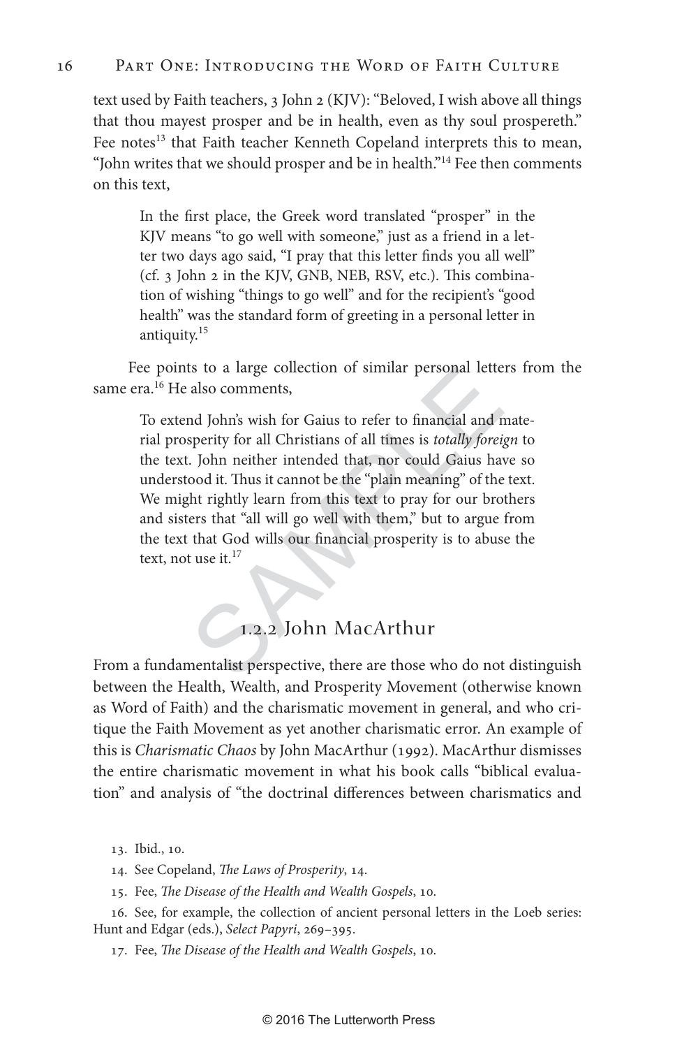text used by Faith teachers, 3 John 2 (KJV): "Beloved, I wish above all things that thou mayest prosper and be in health, even as thy soul prospereth." Fee notes[13] that Faith teacher Kenneth Copeland interprets this to mean, "John writes that we should prosper and be in health."[14] Fee then comments on this text,

> In the first place, the Greek word translated "prosper" in the KJV means "to go well with someone," just as a friend in a letter two days ago said, "I pray that this letter finds you all well" (cf. 3 John 2 in the KJV, GNB, NEB, RSV, etc.). This combination of wishing "things to go well" and for the recipient's "good health" was the standard form of greeting in a personal letter in antiquity.[15]

Fee points to a large collection of similar personal letters from the same era.[16] He also comments,

> To extend John's wish for Gaius to refer to financial and material prosperity for all Christians of all times is *totally foreign* to the text. John neither intended that, nor could Gaius have so understood it. Thus it cannot be the "plain meaning" of the text. We might rightly learn from this text to pray for our brothers and sisters that "all will go well with them," but to argue from the text that God wills our financial prosperity is to abuse the text, not use it.[17]

### 1.2.2 John MacArthur

From a fundamentalist perspective, there are those who do not distinguish between the Health, Wealth, and Prosperity Movement (otherwise known as Word of Faith) and the charismatic movement in general, and who critique the Faith Movement as yet another charismatic error. An example of this is *Charismatic Chaos* by John MacArthur (1992). MacArthur dismisses the entire charismatic movement in what his book calls "biblical evaluation" and analysis of "the doctrinal differences between charismatics and

13. Ibid., 10.

14. See Copeland, *The Laws of Prosperity*, 14.

15. Fee, *The Disease of the Health and Wealth Gospels*, 10.

16. See, for example, the collection of ancient personal letters in the Loeb series: Hunt and Edgar (eds.), *Select Papyri*, 269–395.

17. Fee, *The Disease of the Health and Wealth Gospels*, 10.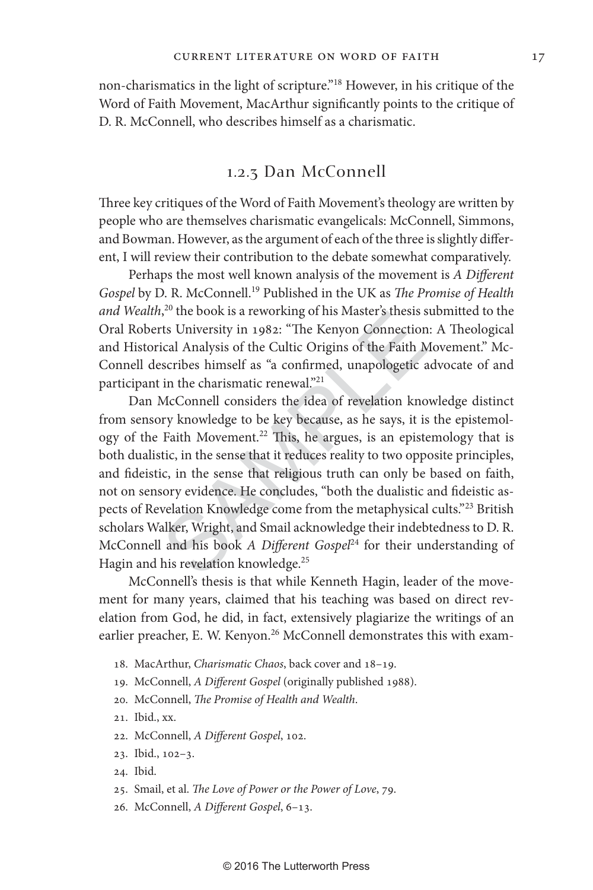non-charismatics in the light of scripture."[18] However, in his critique of the Word of Faith Movement, MacArthur significantly points to the critique of D. R. McConnell, who describes himself as a charismatic.

### 1.2.3 Dan McConnell

Three key critiques of the Word of Faith Movement's theology are written by people who are themselves charismatic evangelicals: McConnell, Simmons, and Bowman. However, as the argument of each of the three is slightly different, I will review their contribution to the debate somewhat comparatively.

Perhaps the most well known analysis of the movement is *A Different Gospel* by D. R. McConnell.[19] Published in the UK as *The Promise of Health and Wealth*,[20] the book is a reworking of his Master's thesis submitted to the Oral Roberts University in 1982: "The Kenyon Connection: A Theological and Historical Analysis of the Cultic Origins of the Faith Movement." McConnell describes himself as "a confirmed, unapologetic advocate of and participant in the charismatic renewal."[21]

Dan McConnell considers the idea of revelation knowledge distinct from sensory knowledge to be key because, as he says, it is the epistemology of the Faith Movement.[22] This, he argues, is an epistemology that is both dualistic, in the sense that it reduces reality to two opposite principles, and fideistic, in the sense that religious truth can only be based on faith, not on sensory evidence. He concludes, "both the dualistic and fideistic aspects of Revelation Knowledge come from the metaphysical cults."[23] British scholars Walker, Wright, and Smail acknowledge their indebtedness to D. R. McConnell and his book *A Different Gospel*[24] for their understanding of Hagin and his revelation knowledge.[25]

McConnell's thesis is that while Kenneth Hagin, leader of the movement for many years, claimed that his teaching was based on direct revelation from God, he did, in fact, extensively plagiarize the writings of an earlier preacher, E. W. Kenyon.[26] McConnell demonstrates this with exam-

18. MacArthur, *Charismatic Chaos*, back cover and 18–19.
19. McConnell, *A Different Gospel* (originally published 1988).
20. McConnell, *The Promise of Health and Wealth*.
21. Ibid., xx.
22. McConnell, *A Different Gospel*, 102.
23. Ibid., 102–3.
24. Ibid.
25. Smail, et al. *The Love of Power or the Power of Love*, 79.
26. McConnell, *A Different Gospel*, 6–13.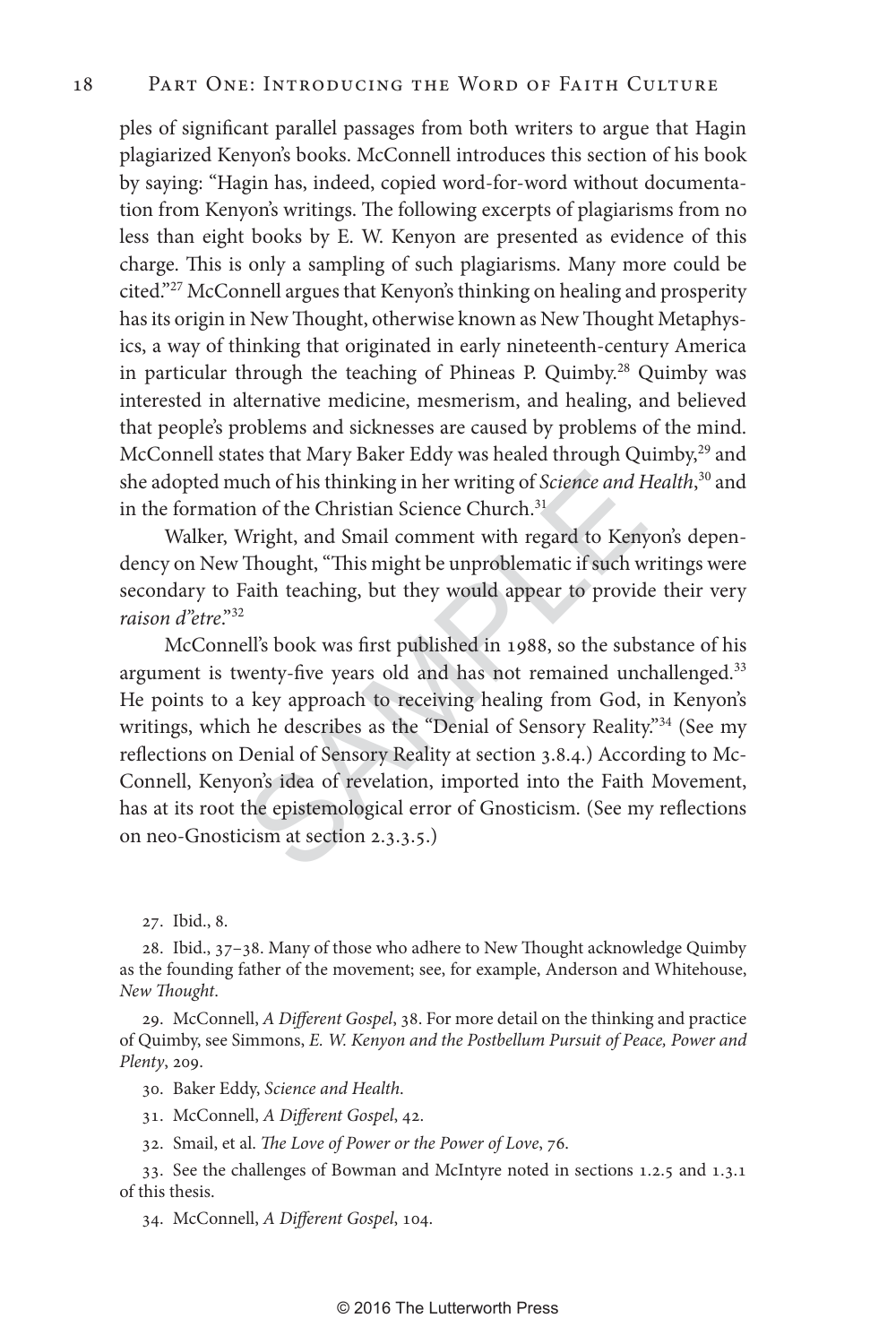ples of significant parallel passages from both writers to argue that Hagin plagiarized Kenyon's books. McConnell introduces this section of his book by saying: "Hagin has, indeed, copied word-for-word without documentation from Kenyon's writings. The following excerpts of plagiarisms from no less than eight books by E. W. Kenyon are presented as evidence of this charge. This is only a sampling of such plagiarisms. Many more could be cited."[27] McConnell argues that Kenyon's thinking on healing and prosperity has its origin in New Thought, otherwise known as New Thought Metaphysics, a way of thinking that originated in early nineteenth-century America in particular through the teaching of Phineas P. Quimby.[28] Quimby was interested in alternative medicine, mesmerism, and healing, and believed that people's problems and sicknesses are caused by problems of the mind. McConnell states that Mary Baker Eddy was healed through Quimby,[29] and she adopted much of his thinking in her writing of *Science and Health*,[30] and in the formation of the Christian Science Church.[31]

Walker, Wright, and Smail comment with regard to Kenyon's dependency on New Thought, "This might be unproblematic if such writings were secondary to Faith teaching, but they would appear to provide their very *raison d"etre*."[32]

McConnell's book was first published in 1988, so the substance of his argument is twenty-five years old and has not remained unchallenged.[33] He points to a key approach to receiving healing from God, in Kenyon's writings, which he describes as the "Denial of Sensory Reality."[34] (See my reflections on Denial of Sensory Reality at section 3.8.4.) According to McConnell, Kenyon's idea of revelation, imported into the Faith Movement, has at its root the epistemological error of Gnosticism. (See my reflections on neo-Gnosticism at section 2.3.3.5.)

27. Ibid., 8.

28. Ibid., 37–38. Many of those who adhere to New Thought acknowledge Quimby as the founding father of the movement; see, for example, Anderson and Whitehouse, *New Thought*.

29. McConnell, *A Different Gospel*, 38. For more detail on the thinking and practice of Quimby, see Simmons, *E. W. Kenyon and the Postbellum Pursuit of Peace, Power and Plenty*, 209.

30. Baker Eddy, *Science and Health*.

31. McConnell, *A Different Gospel*, 42.

32. Smail, et al. *The Love of Power or the Power of Love*, 76.

33. See the challenges of Bowman and McIntyre noted in sections 1.2.5 and 1.3.1 of this thesis.

34. McConnell, *A Different Gospel*, 104.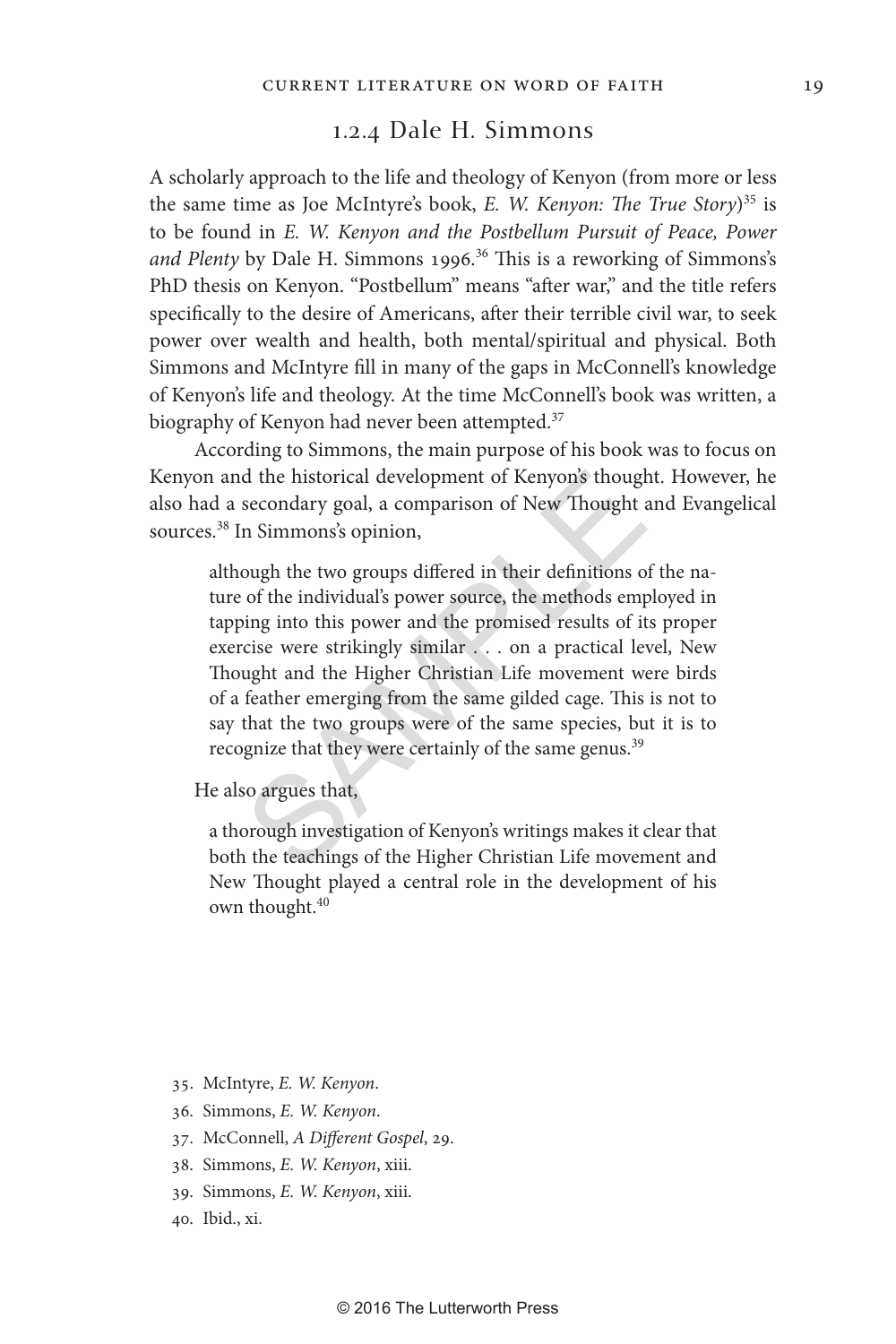### 1.2.4 Dale H. Simmons

A scholarly approach to the life and theology of Kenyon (from more or less the same time as Joe McIntyre's book, *E. W. Kenyon: The True Story*)[35] is to be found in *E. W. Kenyon and the Postbellum Pursuit of Peace, Power and Plenty* by Dale H. Simmons 1996.[36] This is a reworking of Simmons's PhD thesis on Kenyon. "Postbellum" means "after war," and the title refers specifically to the desire of Americans, after their terrible civil war, to seek power over wealth and health, both mental/spiritual and physical. Both Simmons and McIntyre fill in many of the gaps in McConnell's knowledge of Kenyon's life and theology. At the time McConnell's book was written, a biography of Kenyon had never been attempted.[37]

According to Simmons, the main purpose of his book was to focus on Kenyon and the historical development of Kenyon's thought. However, he also had a secondary goal, a comparison of New Thought and Evangelical sources.[38] In Simmons's opinion,

> although the two groups differed in their definitions of the nature of the individual's power source, the methods employed in tapping into this power and the promised results of its proper exercise were strikingly similar . . . on a practical level, New Thought and the Higher Christian Life movement were birds of a feather emerging from the same gilded cage. This is not to say that the two groups were of the same species, but it is to recognize that they were certainly of the same genus.[39]

He also argues that,

> a thorough investigation of Kenyon's writings makes it clear that both the teachings of the Higher Christian Life movement and New Thought played a central role in the development of his own thought.[40]

35. McIntyre, *E. W. Kenyon*.
36. Simmons, *E. W. Kenyon*.
37. McConnell, *A Different Gospel*, 29.
38. Simmons, *E. W. Kenyon*, xiii.
39. Simmons, *E. W. Kenyon*, xiii.
40. Ibid., xi.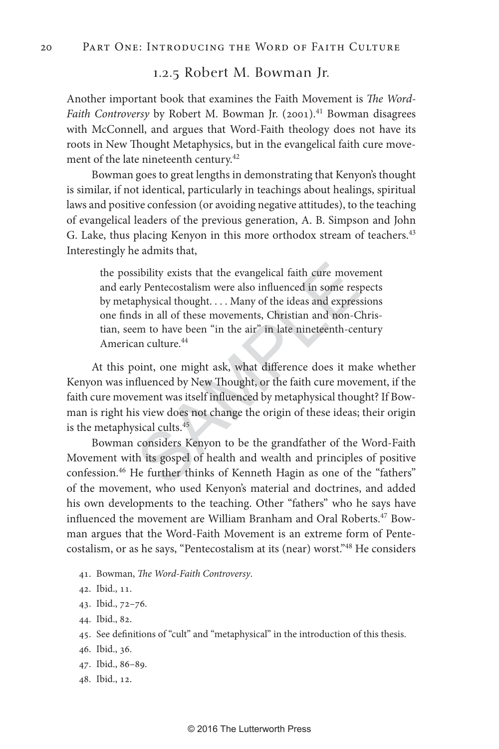### 1.2.5 Robert M. Bowman Jr.

Another important book that examines the Faith Movement is *The Word-Faith Controversy* by Robert M. Bowman Jr. (2001).[41] Bowman disagrees with McConnell, and argues that Word-Faith theology does not have its roots in New Thought Metaphysics, but in the evangelical faith cure movement of the late nineteenth century.[42]

Bowman goes to great lengths in demonstrating that Kenyon's thought is similar, if not identical, particularly in teachings about healings, spiritual laws and positive confession (or avoiding negative attitudes), to the teaching of evangelical leaders of the previous generation, A. B. Simpson and John G. Lake, thus placing Kenyon in this more orthodox stream of teachers.[43] Interestingly he admits that,

> the possibility exists that the evangelical faith cure movement and early Pentecostalism were also influenced in some respects by metaphysical thought. . . . Many of the ideas and expressions one finds in all of these movements, Christian and non-Christian, seem to have been "in the air" in late nineteenth-century American culture.[44]

At this point, one might ask, what difference does it make whether Kenyon was influenced by New Thought, or the faith cure movement, if the faith cure movement was itself influenced by metaphysical thought? If Bowman is right his view does not change the origin of these ideas; their origin is the metaphysical cults.[45]

Bowman considers Kenyon to be the grandfather of the Word-Faith Movement with its gospel of health and wealth and principles of positive confession.[46] He further thinks of Kenneth Hagin as one of the "fathers" of the movement, who used Kenyon's material and doctrines, and added his own developments to the teaching. Other "fathers" who he says have influenced the movement are William Branham and Oral Roberts.[47] Bowman argues that the Word-Faith Movement is an extreme form of Pentecostalism, or as he says, "Pentecostalism at its (near) worst."[48] He considers

41. Bowman, *The Word-Faith Controversy*.
42. Ibid., 11.
43. Ibid., 72–76.
44. Ibid., 82.
45. See definitions of "cult" and "metaphysical" in the introduction of this thesis.
46. Ibid., 36.
47. Ibid., 86–89.
48. Ibid., 12.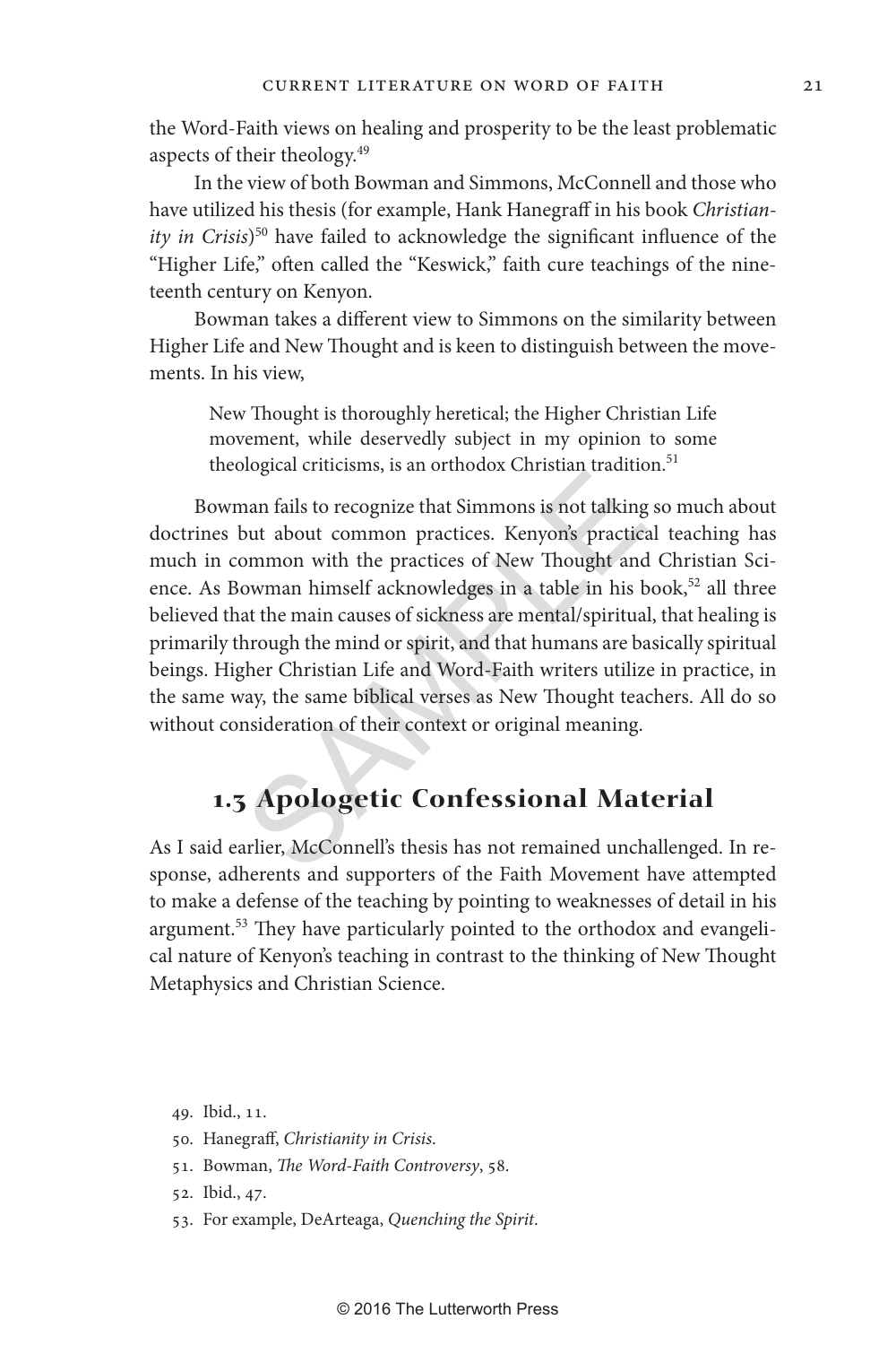the Word-Faith views on healing and prosperity to be the least problematic aspects of their theology.[49]

In the view of both Bowman and Simmons, McConnell and those who have utilized his thesis (for example, Hank Hanegraff in his book *Christianity in Crisis*)[50] have failed to acknowledge the significant influence of the "Higher Life," often called the "Keswick," faith cure teachings of the nineteenth century on Kenyon.

Bowman takes a different view to Simmons on the similarity between Higher Life and New Thought and is keen to distinguish between the movements. In his view,

> New Thought is thoroughly heretical; the Higher Christian Life movement, while deservedly subject in my opinion to some theological criticisms, is an orthodox Christian tradition.[51]

Bowman fails to recognize that Simmons is not talking so much about doctrines but about common practices. Kenyon's practical teaching has much in common with the practices of New Thought and Christian Science. As Bowman himself acknowledges in a table in his book,[52] all three believed that the main causes of sickness are mental/spiritual, that healing is primarily through the mind or spirit, and that humans are basically spiritual beings. Higher Christian Life and Word-Faith writers utilize in practice, in the same way, the same biblical verses as New Thought teachers. All do so without consideration of their context or original meaning.

## 1.3 Apologetic Confessional Material

As I said earlier, McConnell's thesis has not remained unchallenged. In response, adherents and supporters of the Faith Movement have attempted to make a defense of the teaching by pointing to weaknesses of detail in his argument.[53] They have particularly pointed to the orthodox and evangelical nature of Kenyon's teaching in contrast to the thinking of New Thought Metaphysics and Christian Science.

49. Ibid., 11.
50. Hanegraff, *Christianity in Crisis*.
51. Bowman, *The Word-Faith Controversy*, 58.
52. Ibid., 47.
53. For example, DeArteaga, *Quenching the Spirit*.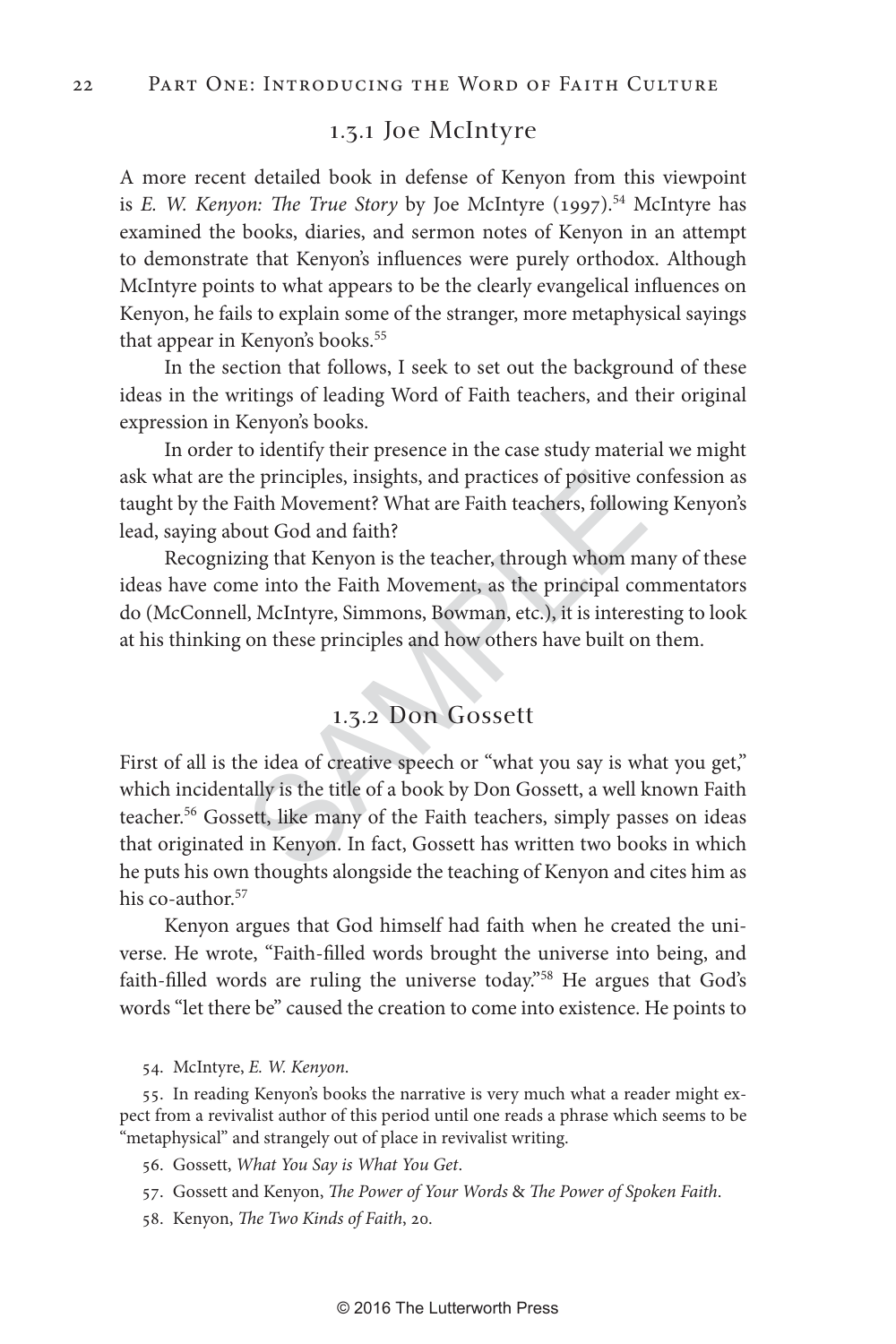### 1.3.1 Joe McIntyre

A more recent detailed book in defense of Kenyon from this viewpoint is *E. W. Kenyon: The True Story* by Joe McIntyre (1997).[54] McIntyre has examined the books, diaries, and sermon notes of Kenyon in an attempt to demonstrate that Kenyon's influences were purely orthodox. Although McIntyre points to what appears to be the clearly evangelical influences on Kenyon, he fails to explain some of the stranger, more metaphysical sayings that appear in Kenyon's books.[55]

In the section that follows, I seek to set out the background of these ideas in the writings of leading Word of Faith teachers, and their original expression in Kenyon's books.

In order to identify their presence in the case study material we might ask what are the principles, insights, and practices of positive confession as taught by the Faith Movement? What are Faith teachers, following Kenyon's lead, saying about God and faith?

Recognizing that Kenyon is the teacher, through whom many of these ideas have come into the Faith Movement, as the principal commentators do (McConnell, McIntyre, Simmons, Bowman, etc.), it is interesting to look at his thinking on these principles and how others have built on them.

### 1.3.2 Don Gossett

First of all is the idea of creative speech or "what you say is what you get," which incidentally is the title of a book by Don Gossett, a well known Faith teacher.[56] Gossett, like many of the Faith teachers, simply passes on ideas that originated in Kenyon. In fact, Gossett has written two books in which he puts his own thoughts alongside the teaching of Kenyon and cites him as his co-author.[57]

Kenyon argues that God himself had faith when he created the universe. He wrote, "Faith-filled words brought the universe into being, and faith-filled words are ruling the universe today."[58] He argues that God's words "let there be" caused the creation to come into existence. He points to

54. McIntyre, *E. W. Kenyon*.

55. In reading Kenyon's books the narrative is very much what a reader might expect from a revivalist author of this period until one reads a phrase which seems to be "metaphysical" and strangely out of place in revivalist writing.

56. Gossett, *What You Say is What You Get*.

57. Gossett and Kenyon, *The Power of Your Words* & *The Power of Spoken Faith*.

58. Kenyon, *The Two Kinds of Faith*, 20.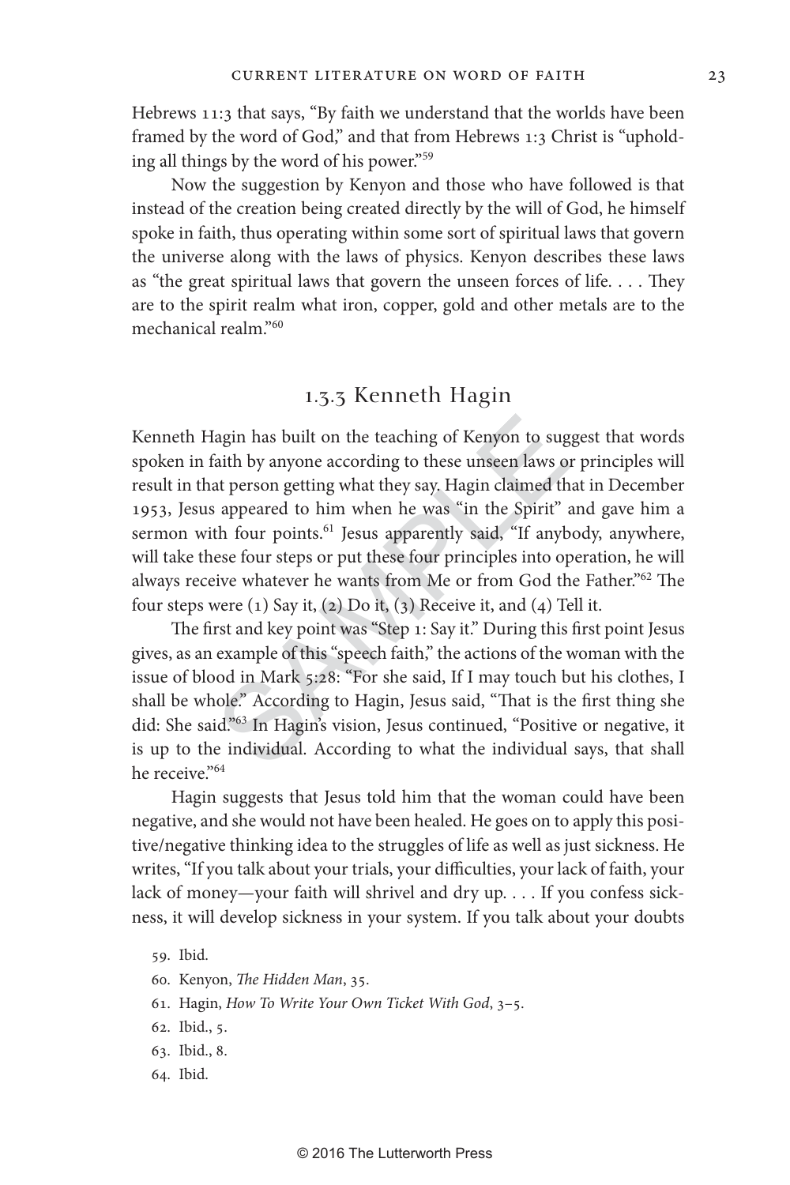Hebrews 11:3 that says, "By faith we understand that the worlds have been framed by the word of God," and that from Hebrews 1:3 Christ is "upholding all things by the word of his power."[59]

Now the suggestion by Kenyon and those who have followed is that instead of the creation being created directly by the will of God, he himself spoke in faith, thus operating within some sort of spiritual laws that govern the universe along with the laws of physics. Kenyon describes these laws as "the great spiritual laws that govern the unseen forces of life. . . . They are to the spirit realm what iron, copper, gold and other metals are to the mechanical realm."[60]

### 1.3.3 Kenneth Hagin

Kenneth Hagin has built on the teaching of Kenyon to suggest that words spoken in faith by anyone according to these unseen laws or principles will result in that person getting what they say. Hagin claimed that in December 1953, Jesus appeared to him when he was "in the Spirit" and gave him a sermon with four points.[61] Jesus apparently said, "If anybody, anywhere, will take these four steps or put these four principles into operation, he will always receive whatever he wants from Me or from God the Father."[62] The four steps were (1) Say it, (2) Do it, (3) Receive it, and (4) Tell it.

The first and key point was "Step 1: Say it." During this first point Jesus gives, as an example of this "speech faith," the actions of the woman with the issue of blood in Mark 5:28: "For she said, If I may touch but his clothes, I shall be whole." According to Hagin, Jesus said, "That is the first thing she did: She said."[63] In Hagin's vision, Jesus continued, "Positive or negative, it is up to the individual. According to what the individual says, that shall he receive."[64]

Hagin suggests that Jesus told him that the woman could have been negative, and she would not have been healed. He goes on to apply this positive/negative thinking idea to the struggles of life as well as just sickness. He writes, "If you talk about your trials, your difficulties, your lack of faith, your lack of money—your faith will shrivel and dry up. . . . If you confess sickness, it will develop sickness in your system. If you talk about your doubts

59. Ibid.

60. Kenyon, *The Hidden Man*, 35.

61. Hagin, *How To Write Your Own Ticket With God*, 3–5.

62. Ibid., 5.

63. Ibid., 8.

64. Ibid.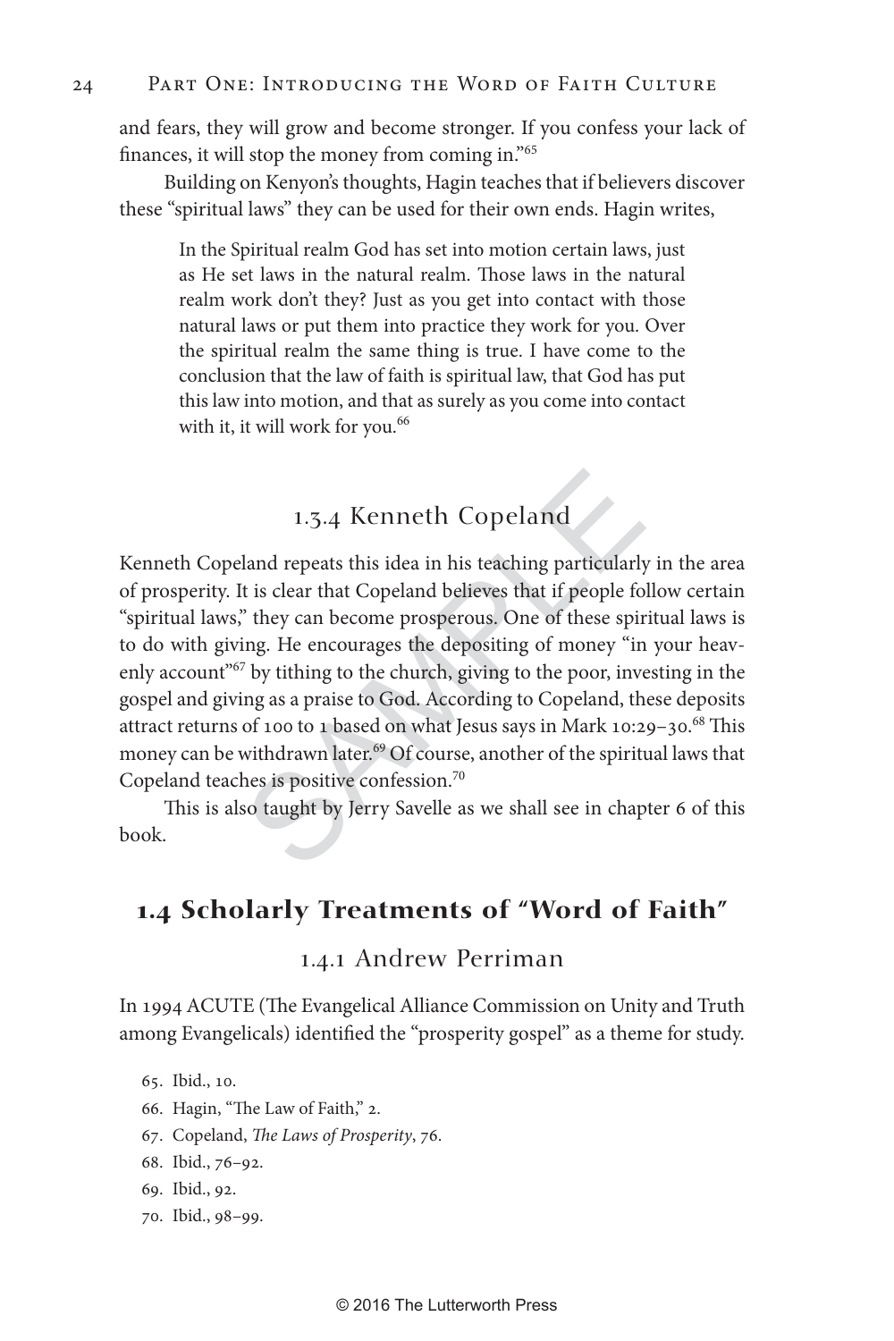and fears, they will grow and become stronger. If you confess your lack of finances, it will stop the money from coming in."[65]

Building on Kenyon's thoughts, Hagin teaches that if believers discover these "spiritual laws" they can be used for their own ends. Hagin writes,

> In the Spiritual realm God has set into motion certain laws, just as He set laws in the natural realm. Those laws in the natural realm work don't they? Just as you get into contact with those natural laws or put them into practice they work for you. Over the spiritual realm the same thing is true. I have come to the conclusion that the law of faith is spiritual law, that God has put this law into motion, and that as surely as you come into contact with it, it will work for you.[66]

### 1.3.4 Kenneth Copeland

Kenneth Copeland repeats this idea in his teaching particularly in the area of prosperity. It is clear that Copeland believes that if people follow certain "spiritual laws," they can become prosperous. One of these spiritual laws is to do with giving. He encourages the depositing of money "in your heavenly account"[67] by tithing to the church, giving to the poor, investing in the gospel and giving as a praise to God. According to Copeland, these deposits attract returns of 100 to 1 based on what Jesus says in Mark 10:29–30.[68] This money can be withdrawn later.[69] Of course, another of the spiritual laws that Copeland teaches is positive confession.[70]

This is also taught by Jerry Savelle as we shall see in chapter 6 of this book.

## 1.4 Scholarly Treatments of "Word of Faith"

### 1.4.1 Andrew Perriman

In 1994 ACUTE (The Evangelical Alliance Commission on Unity and Truth among Evangelicals) identified the "prosperity gospel" as a theme for study.

65. Ibid., 10.
66. Hagin, "The Law of Faith," 2.
67. Copeland, *The Laws of Prosperity*, 76.
68. Ibid., 76–92.
69. Ibid., 92.
70. Ibid., 98–99.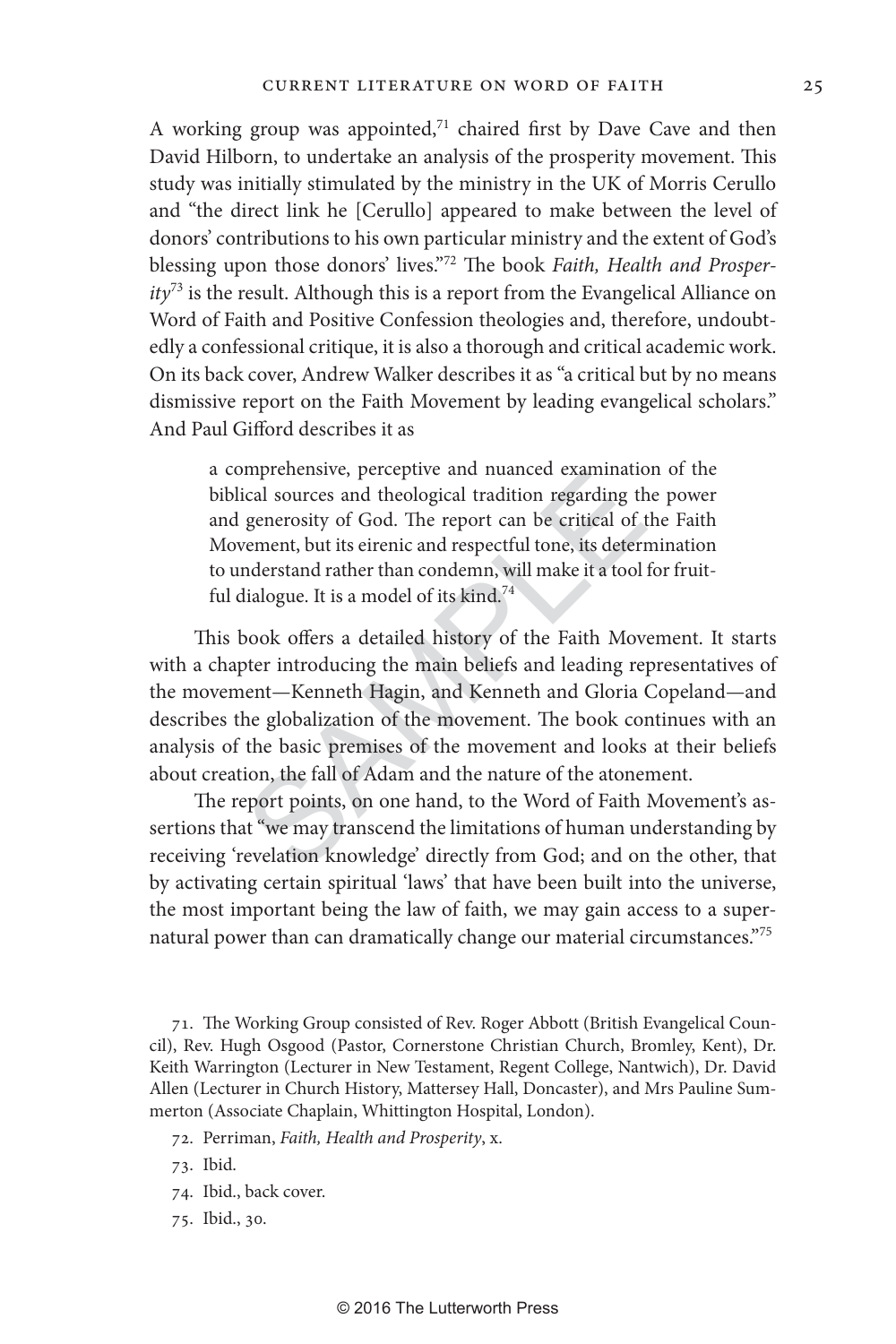A working group was appointed,[71] chaired first by Dave Cave and then David Hilborn, to undertake an analysis of the prosperity movement. This study was initially stimulated by the ministry in the UK of Morris Cerullo and "the direct link he [Cerullo] appeared to make between the level of donors' contributions to his own particular ministry and the extent of God's blessing upon those donors' lives."[72] The book *Faith, Health and Prosperity*[73] is the result. Although this is a report from the Evangelical Alliance on Word of Faith and Positive Confession theologies and, therefore, undoubtedly a confessional critique, it is also a thorough and critical academic work. On its back cover, Andrew Walker describes it as "a critical but by no means dismissive report on the Faith Movement by leading evangelical scholars." And Paul Gifford describes it as

> a comprehensive, perceptive and nuanced examination of the biblical sources and theological tradition regarding the power and generosity of God. The report can be critical of the Faith Movement, but its eirenic and respectful tone, its determination to understand rather than condemn, will make it a tool for fruitful dialogue. It is a model of its kind.[74]

This book offers a detailed history of the Faith Movement. It starts with a chapter introducing the main beliefs and leading representatives of the movement—Kenneth Hagin, and Kenneth and Gloria Copeland—and describes the globalization of the movement. The book continues with an analysis of the basic premises of the movement and looks at their beliefs about creation, the fall of Adam and the nature of the atonement.

The report points, on one hand, to the Word of Faith Movement's assertions that "we may transcend the limitations of human understanding by receiving 'revelation knowledge' directly from God; and on the other, that by activating certain spiritual 'laws' that have been built into the universe, the most important being the law of faith, we may gain access to a supernatural power than can dramatically change our material circumstances."[75]

71. The Working Group consisted of Rev. Roger Abbott (British Evangelical Council), Rev. Hugh Osgood (Pastor, Cornerstone Christian Church, Bromley, Kent), Dr. Keith Warrington (Lecturer in New Testament, Regent College, Nantwich), Dr. David Allen (Lecturer in Church History, Mattersey Hall, Doncaster), and Mrs Pauline Summerton (Associate Chaplain, Whittington Hospital, London).

72. Perriman, *Faith, Health and Prosperity*, x.

73. Ibid.

74. Ibid., back cover.

75. Ibid., 30.

© 2016 The Lutterworth Press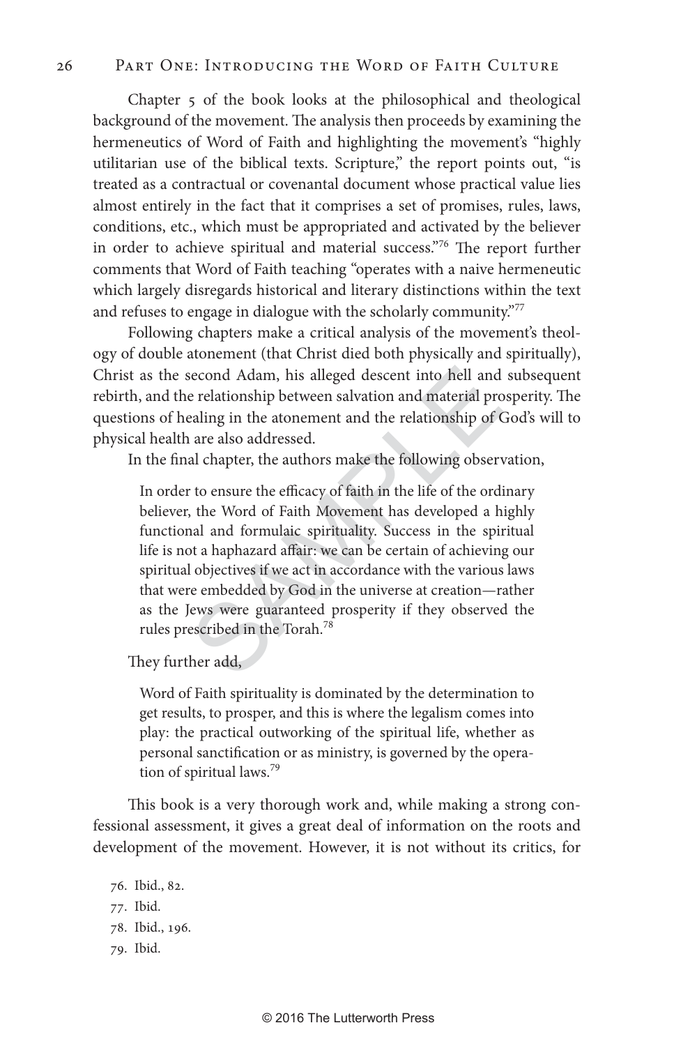Chapter 5 of the book looks at the philosophical and theological background of the movement. The analysis then proceeds by examining the hermeneutics of Word of Faith and highlighting the movement's "highly utilitarian use of the biblical texts. Scripture," the report points out, "is treated as a contractual or covenantal document whose practical value lies almost entirely in the fact that it comprises a set of promises, rules, laws, conditions, etc., which must be appropriated and activated by the believer in order to achieve spiritual and material success."[76] The report further comments that Word of Faith teaching "operates with a naive hermeneutic which largely disregards historical and literary distinctions within the text and refuses to engage in dialogue with the scholarly community."[77]

Following chapters make a critical analysis of the movement's theology of double atonement (that Christ died both physically and spiritually), Christ as the second Adam, his alleged descent into hell and subsequent rebirth, and the relationship between salvation and material prosperity. The questions of healing in the atonement and the relationship of God's will to physical health are also addressed.

In the final chapter, the authors make the following observation,

> In order to ensure the efficacy of faith in the life of the ordinary believer, the Word of Faith Movement has developed a highly functional and formulaic spirituality. Success in the spiritual life is not a haphazard affair: we can be certain of achieving our spiritual objectives if we act in accordance with the various laws that were embedded by God in the universe at creation—rather as the Jews were guaranteed prosperity if they observed the rules prescribed in the Torah.[78]

They further add,

> Word of Faith spirituality is dominated by the determination to get results, to prosper, and this is where the legalism comes into play: the practical outworking of the spiritual life, whether as personal sanctification or as ministry, is governed by the operation of spiritual laws.[79]

This book is a very thorough work and, while making a strong confessional assessment, it gives a great deal of information on the roots and development of the movement. However, it is not without its critics, for

76. Ibid., 82.
77. Ibid.
78. Ibid., 196.
79. Ibid.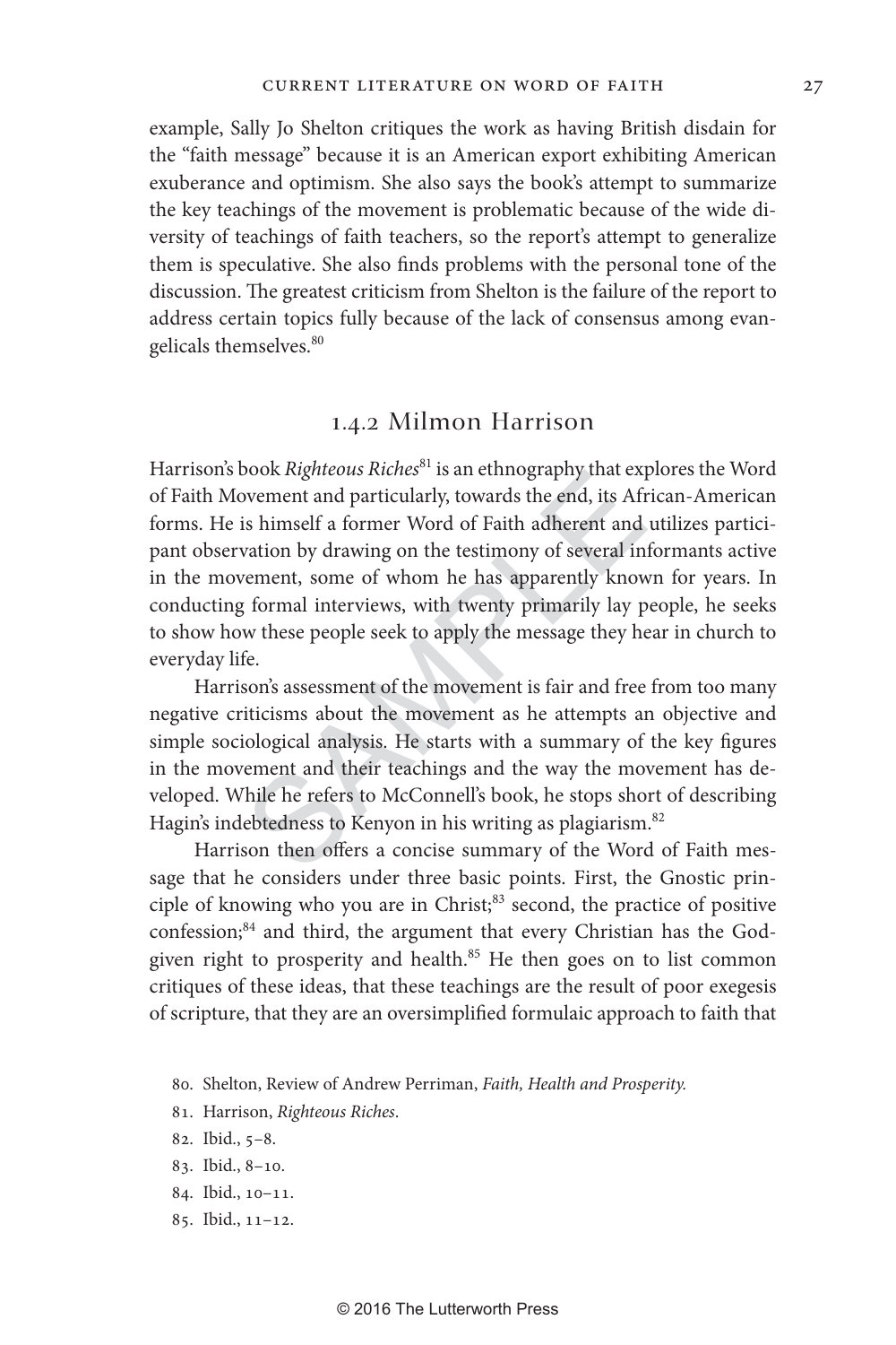example, Sally Jo Shelton critiques the work as having British disdain for the "faith message" because it is an American export exhibiting American exuberance and optimism. She also says the book's attempt to summarize the key teachings of the movement is problematic because of the wide diversity of teachings of faith teachers, so the report's attempt to generalize them is speculative. She also finds problems with the personal tone of the discussion. The greatest criticism from Shelton is the failure of the report to address certain topics fully because of the lack of consensus among evangelicals themselves.[80]

## 1.4.2 Milmon Harrison

Harrison's book *Righteous Riches*[81] is an ethnography that explores the Word of Faith Movement and particularly, towards the end, its African-American forms. He is himself a former Word of Faith adherent and utilizes participant observation by drawing on the testimony of several informants active in the movement, some of whom he has apparently known for years. In conducting formal interviews, with twenty primarily lay people, he seeks to show how these people seek to apply the message they hear in church to everyday life.

Harrison's assessment of the movement is fair and free from too many negative criticisms about the movement as he attempts an objective and simple sociological analysis. He starts with a summary of the key figures in the movement and their teachings and the way the movement has developed. While he refers to McConnell's book, he stops short of describing Hagin's indebtedness to Kenyon in his writing as plagiarism.[82]

Harrison then offers a concise summary of the Word of Faith message that he considers under three basic points. First, the Gnostic principle of knowing who you are in Christ;[83] second, the practice of positive confession;[84] and third, the argument that every Christian has the God-given right to prosperity and health.[85] He then goes on to list common critiques of these ideas, that these teachings are the result of poor exegesis of scripture, that they are an oversimplified formulaic approach to faith that

80. Shelton, Review of Andrew Perriman, *Faith, Health and Prosperity.*

81. Harrison, *Righteous Riches*.

82. Ibid., 5–8.

83. Ibid., 8–10.

84. Ibid., 10–11.

85. Ibid., 11–12.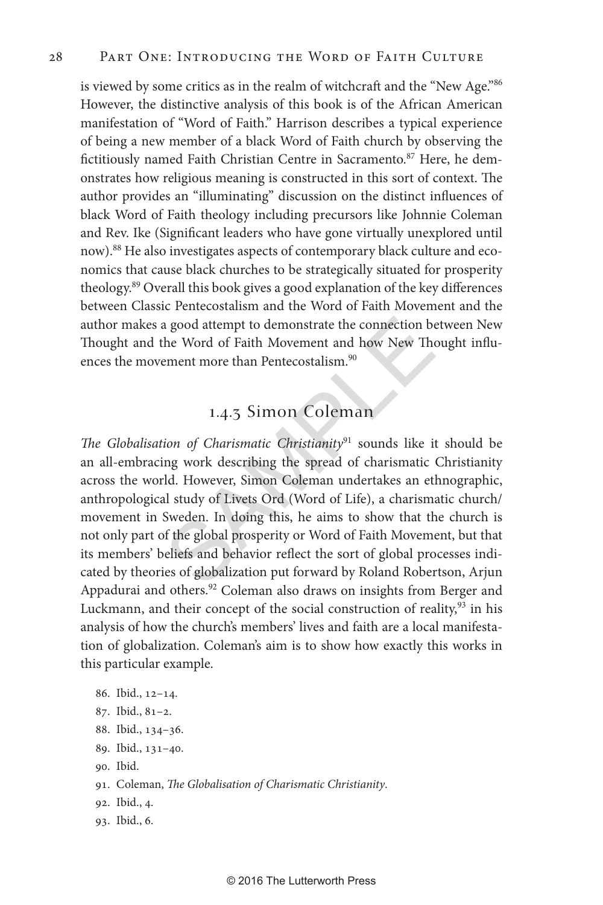is viewed by some critics as in the realm of witchcraft and the "New Age."[86] However, the distinctive analysis of this book is of the African American manifestation of "Word of Faith." Harrison describes a typical experience of being a new member of a black Word of Faith church by observing the fictitiously named Faith Christian Centre in Sacramento.[87] Here, he demonstrates how religious meaning is constructed in this sort of context. The author provides an "illuminating" discussion on the distinct influences of black Word of Faith theology including precursors like Johnnie Coleman and Rev. Ike (Significant leaders who have gone virtually unexplored until now).[88] He also investigates aspects of contemporary black culture and economics that cause black churches to be strategically situated for prosperity theology.[89] Overall this book gives a good explanation of the key differences between Classic Pentecostalism and the Word of Faith Movement and the author makes a good attempt to demonstrate the connection between New Thought and the Word of Faith Movement and how New Thought influences the movement more than Pentecostalism.[90]

### 1.4.3 Simon Coleman

*The Globalisation of Charismatic Christianity*[91] sounds like it should be an all-embracing work describing the spread of charismatic Christianity across the world. However, Simon Coleman undertakes an ethnographic, anthropological study of Livets Ord (Word of Life), a charismatic church/movement in Sweden. In doing this, he aims to show that the church is not only part of the global prosperity or Word of Faith Movement, but that its members' beliefs and behavior reflect the sort of global processes indicated by theories of globalization put forward by Roland Robertson, Arjun Appadurai and others.[92] Coleman also draws on insights from Berger and Luckmann, and their concept of the social construction of reality,[93] in his analysis of how the church's members' lives and faith are a local manifestation of globalization. Coleman's aim is to show how exactly this works in this particular example.

86. Ibid., 12–14.
87. Ibid., 81–2.
88. Ibid., 134–36.
89. Ibid., 131–40.
90. Ibid.
91. Coleman, *The Globalisation of Charismatic Christianity*.
92. Ibid., 4.
93. Ibid., 6.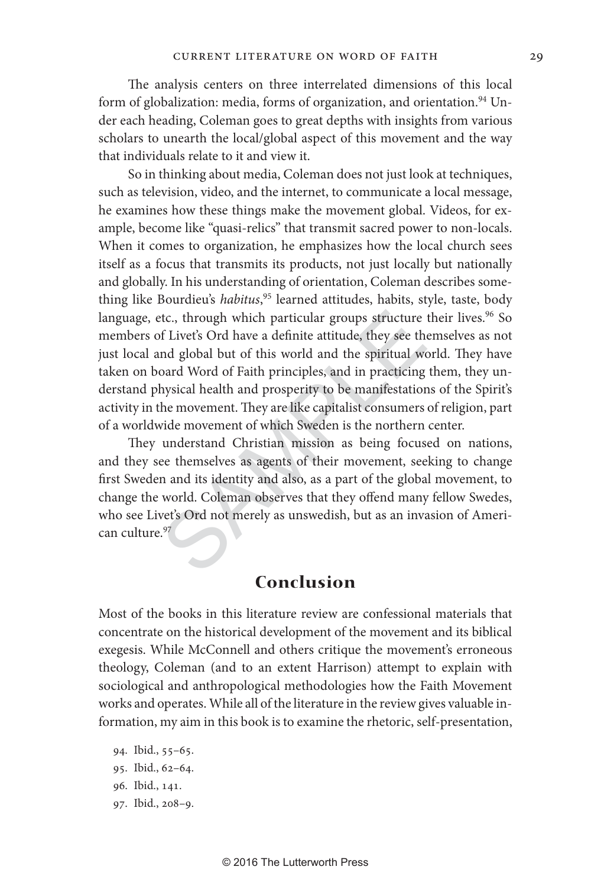The analysis centers on three interrelated dimensions of this local form of globalization: media, forms of organization, and orientation.[94] Under each heading, Coleman goes to great depths with insights from various scholars to unearth the local/global aspect of this movement and the way that individuals relate to it and view it.

So in thinking about media, Coleman does not just look at techniques, such as television, video, and the internet, to communicate a local message, he examines how these things make the movement global. Videos, for example, become like "quasi-relics" that transmit sacred power to non-locals. When it comes to organization, he emphasizes how the local church sees itself as a focus that transmits its products, not just locally but nationally and globally. In his understanding of orientation, Coleman describes something like Bourdieu's *habitus*,[95] learned attitudes, habits, style, taste, body language, etc., through which particular groups structure their lives.[96] So members of Livet's Ord have a definite attitude, they see themselves as not just local and global but of this world and the spiritual world. They have taken on board Word of Faith principles, and in practicing them, they understand physical health and prosperity to be manifestations of the Spirit's activity in the movement. They are like capitalist consumers of religion, part of a worldwide movement of which Sweden is the northern center.

They understand Christian mission as being focused on nations, and they see themselves as agents of their movement, seeking to change first Sweden and its identity and also, as a part of the global movement, to change the world. Coleman observes that they offend many fellow Swedes, who see Livet's Ord not merely as unswedish, but as an invasion of American culture.[97]

## Conclusion

Most of the books in this literature review are confessional materials that concentrate on the historical development of the movement and its biblical exegesis. While McConnell and others critique the movement's erroneous theology, Coleman (and to an extent Harrison) attempt to explain with sociological and anthropological methodologies how the Faith Movement works and operates. While all of the literature in the review gives valuable information, my aim in this book is to examine the rhetoric, self-presentation,

94. Ibid., 55–65.
95. Ibid., 62–64.
96. Ibid., 141.
97. Ibid., 208–9.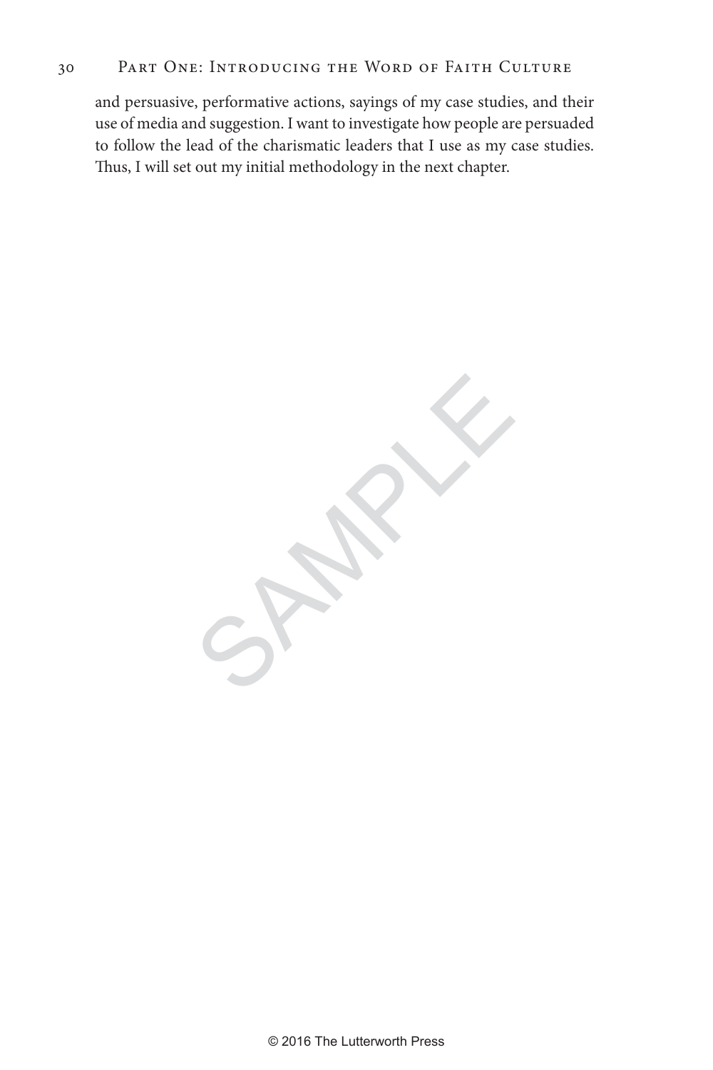and persuasive, performative actions, sayings of my case studies, and their use of media and suggestion. I want to investigate how people are persuaded to follow the lead of the charismatic leaders that I use as my case studies. Thus, I will set out my initial methodology in the next chapter.